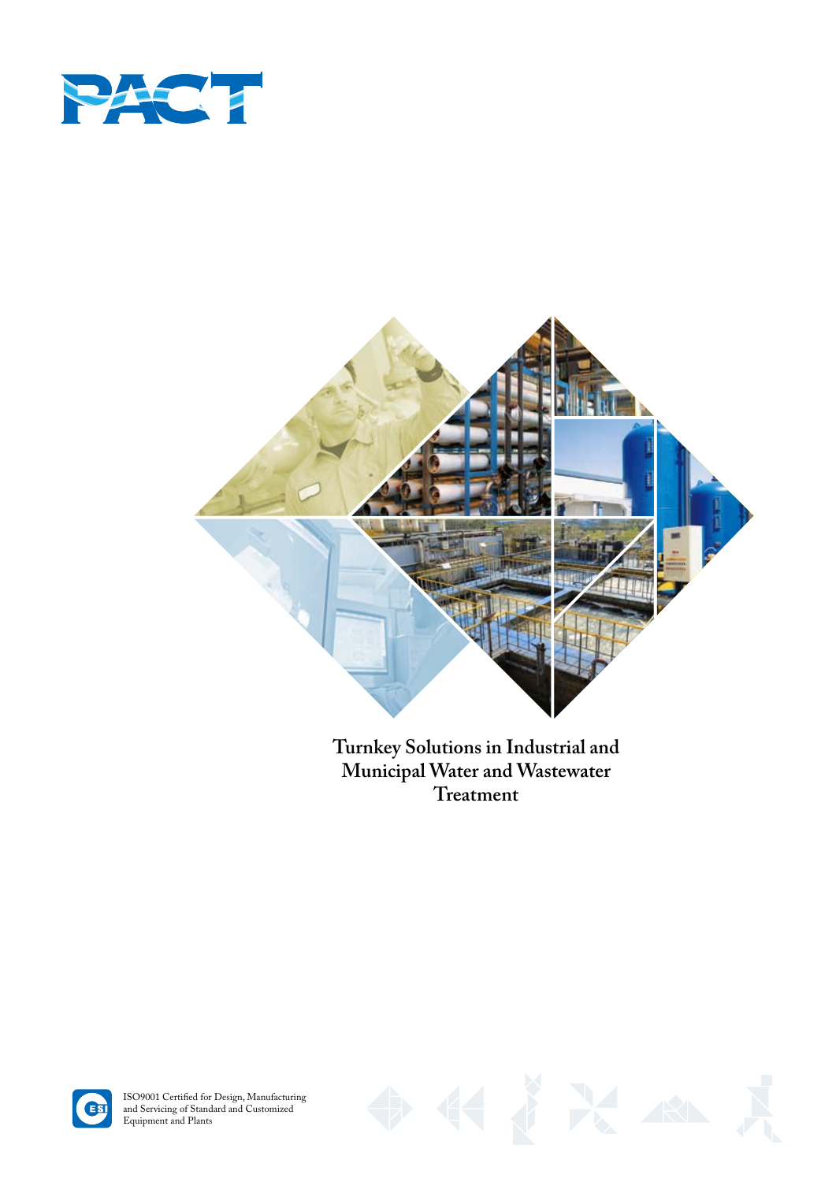# PACT

**Turnkey Solutions in Industrial and Municipal Water and Wastewater Treatment**

ISO9001 Certified for Design, Manufacturing and Servicing of Standard and Customized Equipment and Plants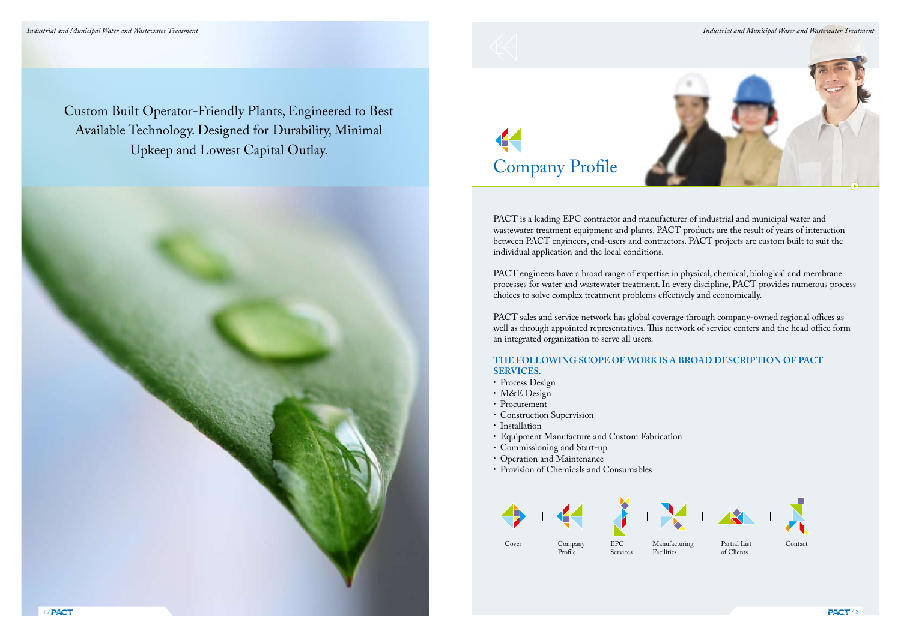Custom Built Operator-Friendly Plants, Engineered to Best Available Technology. Designed for Durability, Minimal Upkeep and Lowest Capital Outlay.

# Company Profile

PACT is a leading EPC contractor and manufacturer of industrial and municipal water and wastewater treatment equipment and plants. PACT products are the result of years of interaction between PACT engineers, end-users and contractors. PACT projects are custom built to suit the individual application and the local conditions.

PACT engineers have a broad range of expertise in physical, chemical, biological and membrane processes for water and wastewater treatment. In every discipline, PACT provides numerous process choices to solve complex treatment problems effectively and economically.

PACT sales and service network has global coverage through company-owned regional offices as well as through appointed representatives. This network of service centers and the head office form an integrated organization to serve all users.

## THE FOLLOWING SCOPE OF WORK IS A BROAD DESCRIPTION OF PACT SERVICES.

- Process Design
- M&E Design
- Procurement
- Construction Supervision
- Installation
- Equipment Manufacture and Custom Fabrication
- Commissioning and Start-up
- Operation and Maintenance
- Provision of Chemicals and Consumables

Cover | Company Profile | EPC Services | Manufacturing Facilities | Partial List of Clients | Contact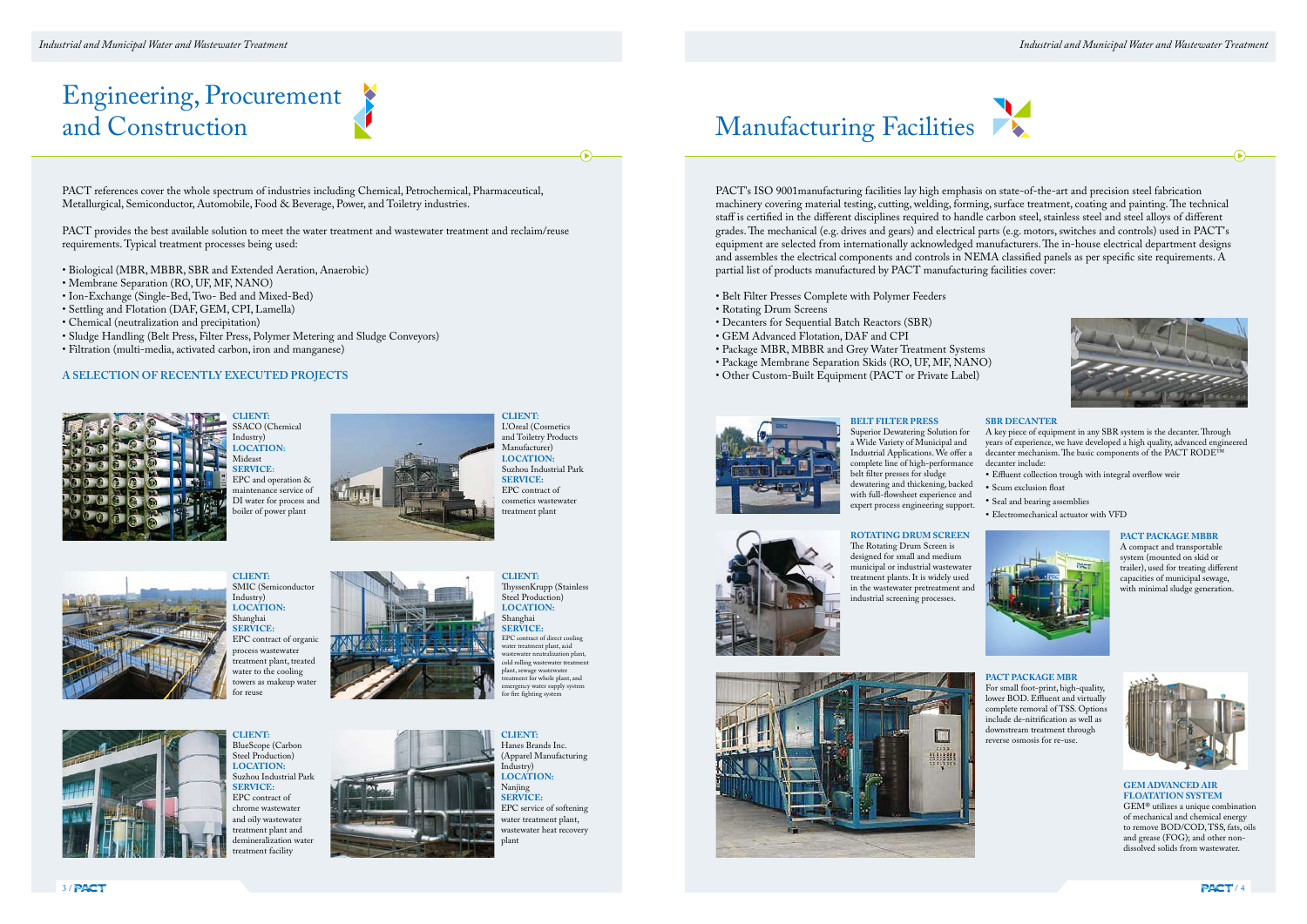# Engineering, Procurement and Construction

PACT references cover the whole spectrum of industries including Chemical, Petrochemical, Pharmaceutical, Metallurgical, Semiconductor, Automobile, Food & Beverage, Power, and Toiletry industries.

PACT provides the best available solution to meet the water treatment and wastewater treatment and reclaim/reuse requirements. Typical treatment processes being used:

- Biological (MBR, MBBR, SBR and Extended Aeration, Anaerobic)
- Membrane Separation (RO, UF, MF, NANO)
- Ion-Exchange (Single-Bed, Two- Bed and Mixed-Bed)
- Settling and Flotation (DAF, GEM, CPI, Lamella)
- Chemical (neutralization and precipitation)
- Sludge Handling (Belt Press, Filter Press, Polymer Metering and Sludge Conveyors)
- Filtration (multi-media, activated carbon, iron and manganese)

### A SELECTION OF RECENTLY EXECUTED PROJECTS

**CLIENT:** SSACO (Chemical Industry)
**LOCATION:** Mideast
**SERVICE:** EPC and operation & maintenance service of DI water for process and boiler of power plant

**CLIENT:** L'Oreal (Cosmetics and Toiletry Products Manufacturer)
**LOCATION:** Suzhou Industrial Park
**SERVICE:** EPC contract of cosmetics wastewater treatment plant

**CLIENT:** SMIC (Semiconductor Industry)
**LOCATION:** Shanghai
**SERVICE:** EPC contract of organic process wastewater treatment plant, treated water to the cooling towers as makeup water for reuse

**CLIENT:** ThyssenKrupp (Stainless Steel Production)
**LOCATION:** Shanghai
**SERVICE:** EPC contract of direct cooling water treatment plant, acid wastewater neutralization plant, cold rolling wastewater treatment plant, sewage wastewater treatment for whole plant, and emergency water supply system for fire fighting system

**CLIENT:** BlueScope (Carbon Steel Production)
**LOCATION:** Suzhou Industrial Park
**SERVICE:** EPC contract of chrome wastewater and oily wastewater treatment plant and demineralization water treatment facility

**CLIENT:** Hanes Brands Inc. (Apparel Manufacturing Industry)
**LOCATION:** Nanjing
**SERVICE:** EPC service of softening water treatment plant, wastewater heat recovery plant

# Manufacturing Facilities

PACT's ISO 9001manufacturing facilities lay high emphasis on state-of-the-art and precision steel fabrication machinery covering material testing, cutting, welding, forming, surface treatment, coating and painting. The technical staff is certified in the different disciplines required to handle carbon steel, stainless steel and steel alloys of different grades. The mechanical (e.g. drives and gears) and electrical parts (e.g. motors, switches and controls) used in PACT's equipment are selected from internationally acknowledged manufacturers. The in-house electrical department designs and assembles the electrical components and controls in NEMA classified panels as per specific site requirements. A partial list of products manufactured by PACT manufacturing facilities cover:

- Belt Filter Presses Complete with Polymer Feeders
- Rotating Drum Screens
- Decanters for Sequential Batch Reactors (SBR)
- GEM Advanced Flotation, DAF and CPI
- Package MBR, MBBR and Grey Water Treatment Systems
- Package Membrane Separation Skids (RO, UF, MF, NANO)
- Other Custom-Built Equipment (PACT or Private Label)

### BELT FILTER PRESS

Superior Dewatering Solution for a Wide Variety of Municipal and Industrial Applications. We offer a complete line of high-performance belt filter presses for sludge dewatering and thickening, backed with full-flowsheet experience and expert process engineering support.

### SBR DECANTER

A key piece of equipment in any SBR system is the decanter. Through years of experience, we have developed a high quality, advanced engineered decanter mechanism. The basic components of the PACT RODE™ decanter include:

- Effluent collection trough with integral overflow weir
- Scum exclusion float
- Seal and bearing assemblies
- Electromechanical actuator with VFD

### ROTATING DRUM SCREEN

The Rotating Drum Screen is designed for small and medium municipal or industrial wastewater treatment plants. It is widely used in the wastewater pretreatment and industrial screening processes.

### PACT PACKAGE MBBR

A compact and transportable system (mounted on skid or trailer), used for treating different capacities of municipal sewage, with minimal sludge generation.

### PACT PACKAGE MBR

For small foot-print, high-quality, lower BOD. Effluent and virtually complete removal of TSS. Options include de-nitrification as well as downstream treatment through reverse osmosis for re-use.

### GEM ADVANCED AIR FLOATATION SYSTEM

GEM® utilizes a unique combination of mechanical and chemical energy to remove BOD/COD, TSS, fats, oils and grease (FOG); and other non-dissolved solids from wastewater.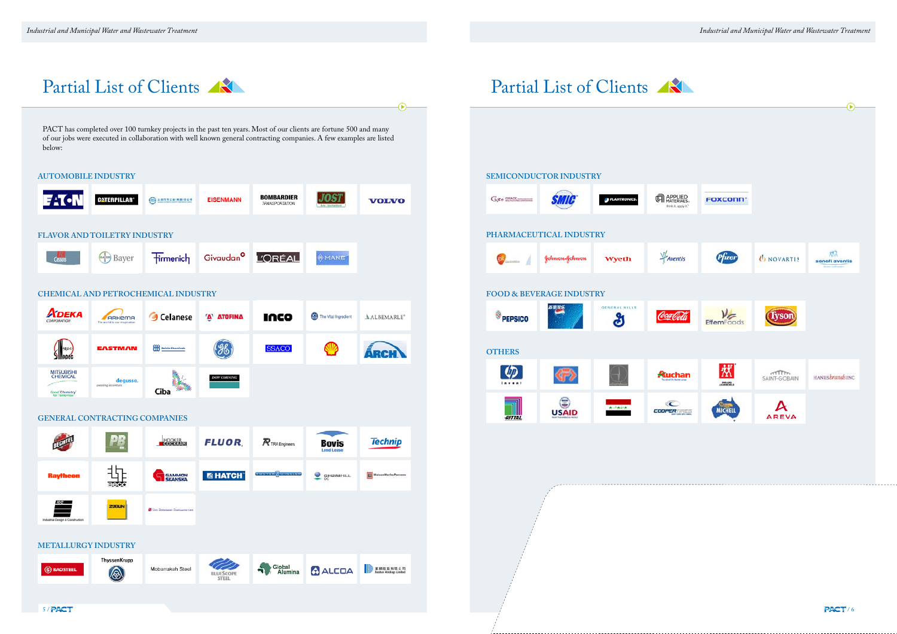# Partial List of Clients

PACT has completed over 100 turnkey projects in the past ten years. Most of our clients are fortune 500 and many of our jobs were executed in collaboration with well known general contracting companies. A few examples are listed below:

## AUTOMOBILE INDUSTRY

EATON, CATERPILLAR, EISENMANN, BOMBARDIER TRANSPORTATION, JOST, VOLVO

## FLAVOR AND TOILETRY INDUSTRY

Cassens, Bayer, Firmenich, Givaudan, L'ORÉAL, MANE

## CHEMICAL AND PETROCHEMICAL INDUSTRY

ADEKA CORPORATION, ARKEMA, Celanese, ATOFINA, INCO, The Vital Ingredient, ALBEMARLE, Shell Hodec, EASTMAN, GE, SSACO, Shell, ARCH, MITSUBISHI CHEMICAL, degussa., Ciba, DOW CORNING

## GENERAL CONTRACTING COMPANIES

BECHTEL, PB, HOOKER COCKRAM, FLUOR, TRA Engineers, Bovis Lend Lease, Technip, Raytheon, GAMMON SKANSKA, HATCH, FOSTER WHEELER, CH2MHILL, MaunsellWorleyParsons, Industrial Design & Construction, ZUBLIN

## METALLURGY INDUSTRY

BAOSTEEL, ThyssenKrupp, Mobarakeh Steel, BLUESCOPE STEEL, Global Alumina, ALCOA

# Partial List of Clients

## SEMICONDUCTOR INDUSTRY

GRACE, SMIC, PLANTRONICS, APPLIED MATERIALS, FOXCONN

## PHARMACEUTICAL INDUSTRY

GSK, Johnson & Johnson, Wyeth, Aventis, Pfizer, NOVARTIS, sanofi aventis

## FOOD & BEVERAGE INDUSTRY

PEPSICO, GENERAL MILLS, Coca-Cola, EffemFoods, Tyson

## OTHERS

hp invent, Auchan, SAINT-GOBAIN, HANESbrands INC, RITTAL, USAID, COOPER, MICHELL, AREVA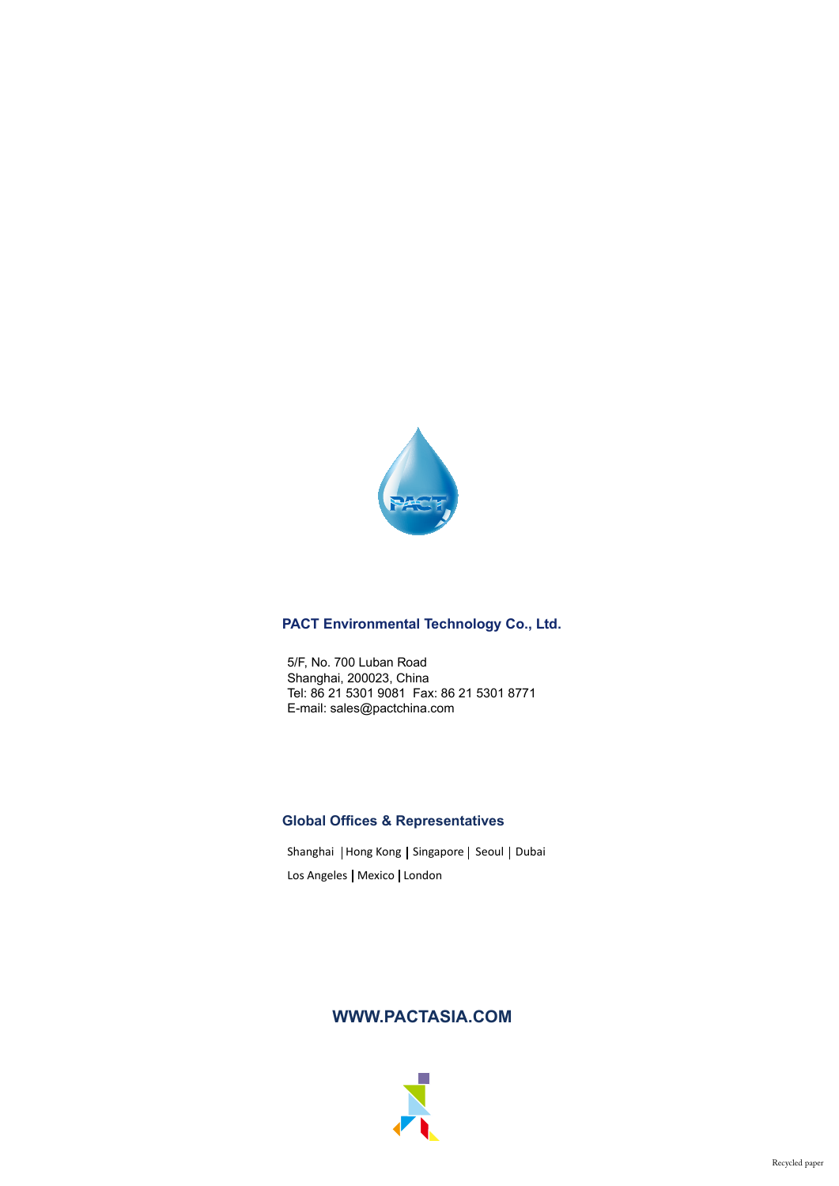**PACT Environmental Technology Co., Ltd.**

5/F, No. 700 Luban Road
Shanghai, 200023, China
Tel: 86 21 5301 9081 Fax: 86 21 5301 8771
E-mail: sales@pactchina.com

**Global Offices & Representatives**

Shanghai | Hong Kong | Singapore | Seoul | Dubai

Los Angeles | Mexico | London

**WWW.PACTASIA.COM**

Recycled paper